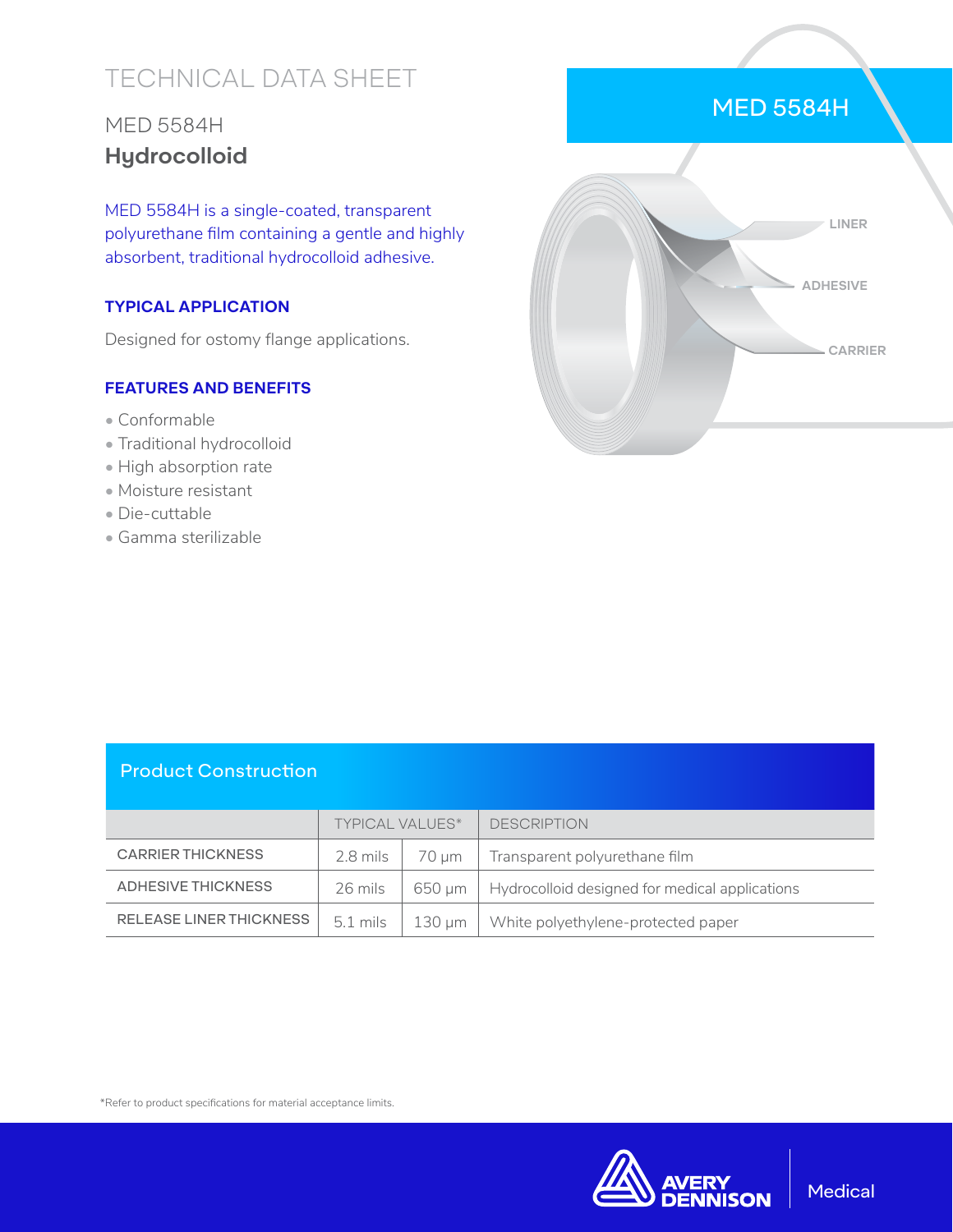# TECHNICAL DATA SHEET

## MED 5584H
## Hydrocolloid

MED 5584H is a single-coated, transparent polyurethane film containing a gentle and highly absorbent, traditional hydrocolloid adhesive.

### TYPICAL APPLICATION

Designed for ostomy flange applications.

### FEATURES AND BENEFITS

- Conformable
- Traditional hydrocolloid
- High absorption rate
- Moisture resistant
- Die-cuttable
- Gamma sterilizable

MED 5584H

LINER

ADHESIVE

CARRIER

## Product Construction

| | TYPICAL VALUES* | | DESCRIPTION |
|---|---|---|---|
| CARRIER THICKNESS | 2.8 mils | 70 µm | Transparent polyurethane film |
| ADHESIVE THICKNESS | 26 mils | 650 µm | Hydrocolloid designed for medical applications |
| RELEASE LINER THICKNESS | 5.1 mils | 130 µm | White polyethylene-protected paper |

*Refer to product specifications for material acceptance limits.

AVERY DENNISON | Medical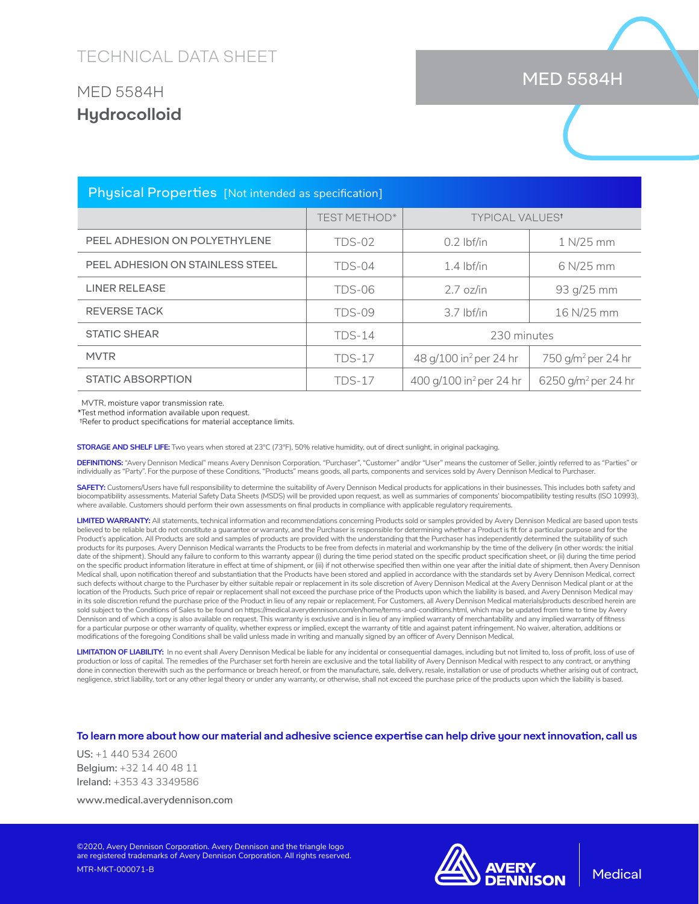# TECHNICAL DATA SHEET

## MED 5584H

## Hydrocolloid

MED 5584H

### Physical Properties [Not intended as specification]

| | TEST METHOD* | TYPICAL VALUES† | |
|---|---|---|---|
| PEEL ADHESION ON POLYETHYLENE | TDS-02 | 0.2 lbf/in | 1 N/25 mm |
| PEEL ADHESION ON STAINLESS STEEL | TDS-04 | 1.4 lbf/in | 6 N/25 mm |
| LINER RELEASE | TDS-06 | 2.7 oz/in | 93 g/25 mm |
| REVERSE TACK | TDS-09 | 3.7 lbf/in | 16 N/25 mm |
| STATIC SHEAR | TDS-14 | 230 minutes | |
| MVTR | TDS-17 | 48 g/100 $in^2$ per 24 hr | 750 g/$m^2$ per 24 hr |
| STATIC ABSORPTION | TDS-17 | 400 g/100 $in^2$ per 24 hr | 6250 g/$m^2$ per 24 hr |

MVTR, moisture vapor transmission rate.
*Test method information available upon request.
†Refer to product specifications for material acceptance limits.

**STORAGE AND SHELF LIFE:** Two years when stored at 23°C (73°F), 50% relative humidity, out of direct sunlight, in original packaging.

**DEFINITIONS:** "Avery Dennison Medical" means Avery Dennison Corporation. "Purchaser", "Customer" and/or "User" means the customer of Seller, jointly referred to as "Parties" or individually as "Party". For the purpose of these Conditions, "Products" means goods, all parts, components and services sold by Avery Dennison Medical to Purchaser.

**SAFETY:** Customers/Users have full responsibility to determine the suitability of Avery Dennison Medical products for applications in their businesses. This includes both safety and biocompatibility assessments. Material Safety Data Sheets (MSDS) will be provided upon request, as well as summaries of components' biocompatibility testing results (ISO 10993), where available. Customers should perform their own assessments on final products in compliance with applicable regulatory requirements.

**LIMITED WARRANTY:** All statements, technical information and recommendations concerning Products sold or samples provided by Avery Dennison Medical are based upon tests believed to be reliable but do not constitute a guarantee or warranty, and the Purchaser is responsible for determining whether a Product is fit for a particular purpose and for the Product's application. All Products are sold and samples of products are provided with the understanding that the Purchaser has independently determined the suitability of such products for its purposes. Avery Dennison Medical warrants the Products to be free from defects in material and workmanship by the time of the delivery (in other words: the initial date of the shipment). Should any failure to conform to this warranty appear (i) during the time period stated on the specific product specification sheet, or (ii) during the time period on the specific product information literature in effect at time of shipment, or (iii) if not otherwise specified then within one year after the initial date of shipment, then Avery Dennison Medical shall, upon notification thereof and substantiation that the Products have been stored and applied in accordance with the standards set by Avery Dennison Medical, correct such defects without charge to the Purchaser by either suitable repair or replacement in its sole discretion of Avery Dennison Medical at the Avery Dennison Medical plant or at the location of the Products. Such price of repair or replacement shall not exceed the purchase price of the Products upon which the liability is based, and Avery Dennison Medical may in its sole discretion refund the purchase price of the Product in lieu of any repair or replacement. For Customers, all Avery Dennison Medical materials/products described herein are sold subject to the Conditions of Sales to be found on https://medical.averydennison.com/en/home/terms-and-conditions.html, which may be updated from time to time by Avery Dennison and of which a copy is also available on request. This warranty is exclusive and is in lieu of any implied warranty of merchantability and any implied warranty of fitness for a particular purpose or other warranty of quality, whether express or implied, except the warranty of title and against patent infringement. No waiver, alteration, additions or modifications of the foregoing Conditions shall be valid unless made in writing and manually signed by an officer of Avery Dennison Medical.

**LIMITATION OF LIABILITY:** In no event shall Avery Dennison Medical be liable for any incidental or consequential damages, including but not limited to, loss of profit, loss of use of production or loss of capital. The remedies of the Purchaser set forth herein are exclusive and the total liability of Avery Dennison Medical with respect to any contract, or anything done in connection therewith such as the performance or breach hereof, or from the manufacture, sale, delivery, resale, installation or use of products whether arising out of contract, negligence, strict liability, tort or any other legal theory or under any warranty, or otherwise, shall not exceed the purchase price of the products upon which the liability is based.

**To learn more about how our material and adhesive science expertise can help drive your next innovation, call us**

**US:** +1 440 534 2600
**Belgium:** +32 14 40 48 11
**Ireland:** +353 43 3349586

**www.medical.averydennison.com**

©2020, Avery Dennison Corporation. Avery Dennison and the triangle logo are registered trademarks of Avery Dennison Corporation. All rights reserved.

MTR-MKT-000071-B

AVERY DENNISON Medical